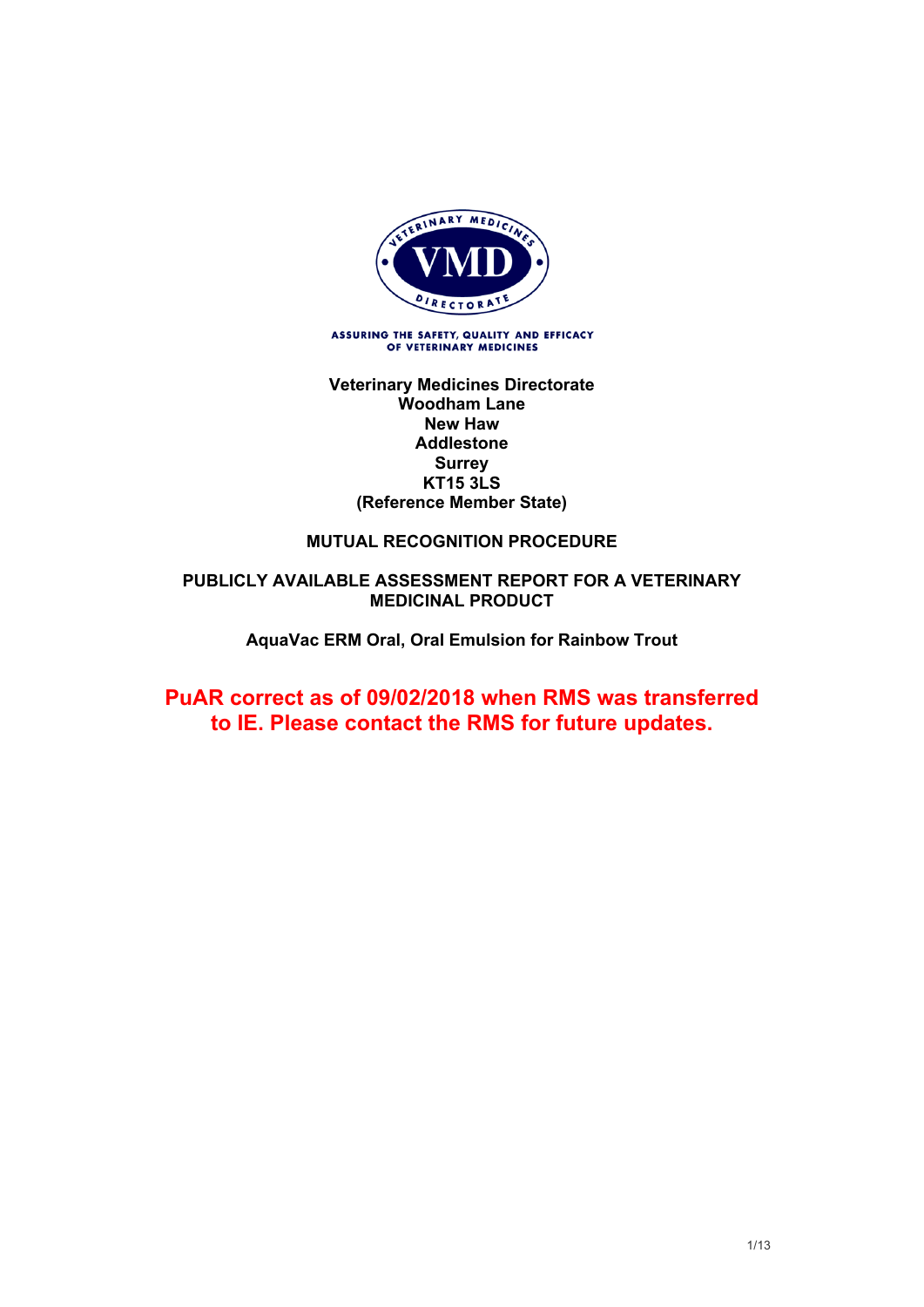ASSURING THE SAFETY, QUALITY AND EFFICACY OF VETERINARY MEDICINES

**Veterinary Medicines Directorate**
**Woodham Lane**
**New Haw**
**Addlestone**
**Surrey**
**KT15 3LS**
**(Reference Member State)**

**MUTUAL RECOGNITION PROCEDURE**

**PUBLICLY AVAILABLE ASSESSMENT REPORT FOR A VETERINARY MEDICINAL PRODUCT**

**AquaVac ERM Oral, Oral Emulsion for Rainbow Trout**

**PuAR correct as of 09/02/2018 when RMS was transferred to IE. Please contact the RMS for future updates.**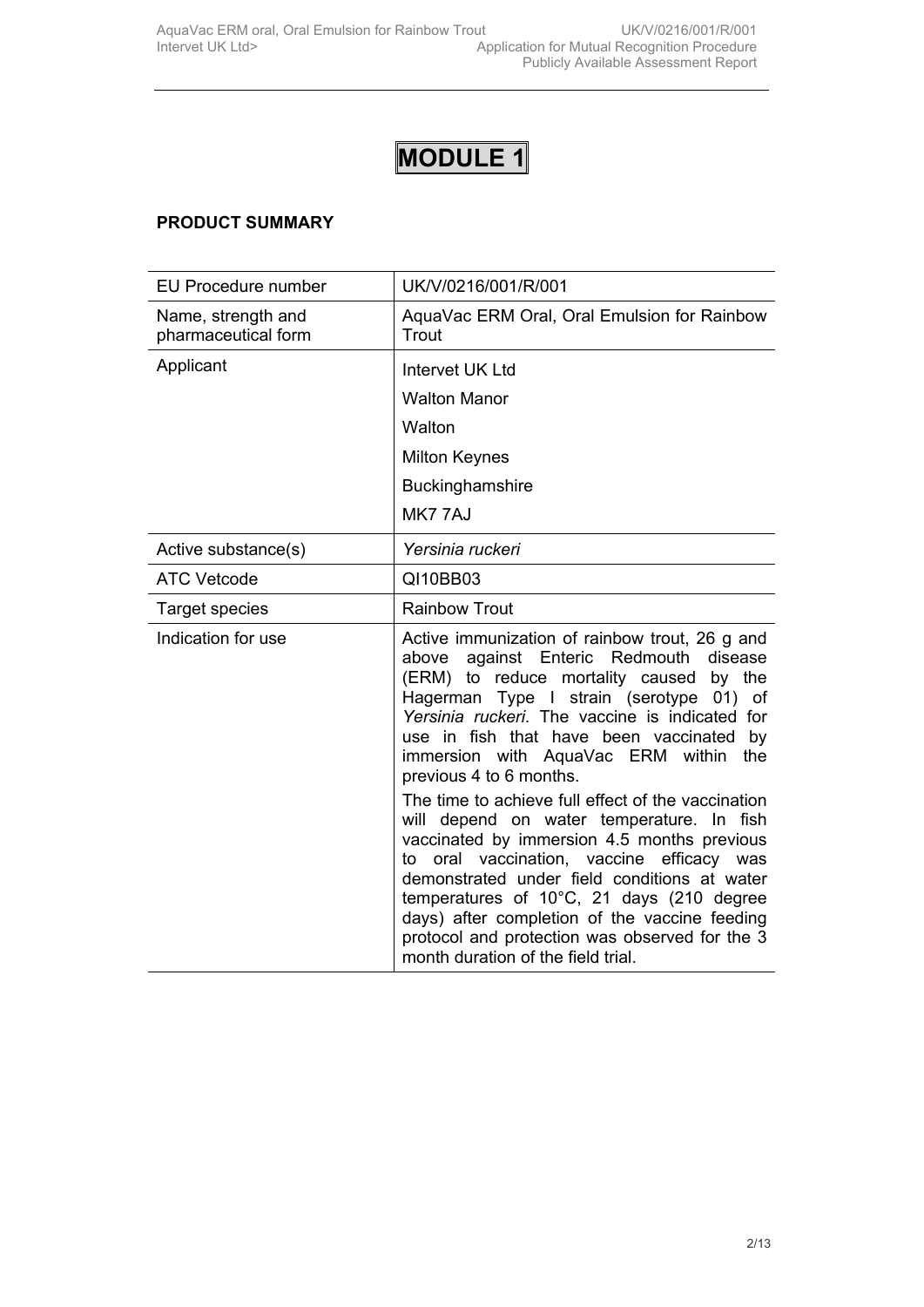# MODULE 1

**PRODUCT SUMMARY**

| EU Procedure number | UK/V/0216/001/R/001 |
|---|---|
| Name, strength and pharmaceutical form | AquaVac ERM Oral, Oral Emulsion for Rainbow Trout |
| Applicant | Intervet UK Ltd<br>Walton Manor<br>Walton<br>Milton Keynes<br>Buckinghamshire<br>MK7 7AJ |
| Active substance(s) | *Yersinia ruckeri* |
| ATC Vetcode | QI10BB03 |
| Target species | Rainbow Trout |
| Indication for use | Active immunization of rainbow trout, 26 g and above against Enteric Redmouth disease (ERM) to reduce mortality caused by the Hagerman Type I strain (serotype 01) of *Yersinia ruckeri*. The vaccine is indicated for use in fish that have been vaccinated by immersion with AquaVac ERM within the previous 4 to 6 months.<br><br>The time to achieve full effect of the vaccination will depend on water temperature. In fish vaccinated by immersion 4.5 months previous to oral vaccination, vaccine efficacy was demonstrated under field conditions at water temperatures of 10°C, 21 days (210 degree days) after completion of the vaccine feeding protocol and protection was observed for the 3 month duration of the field trial. |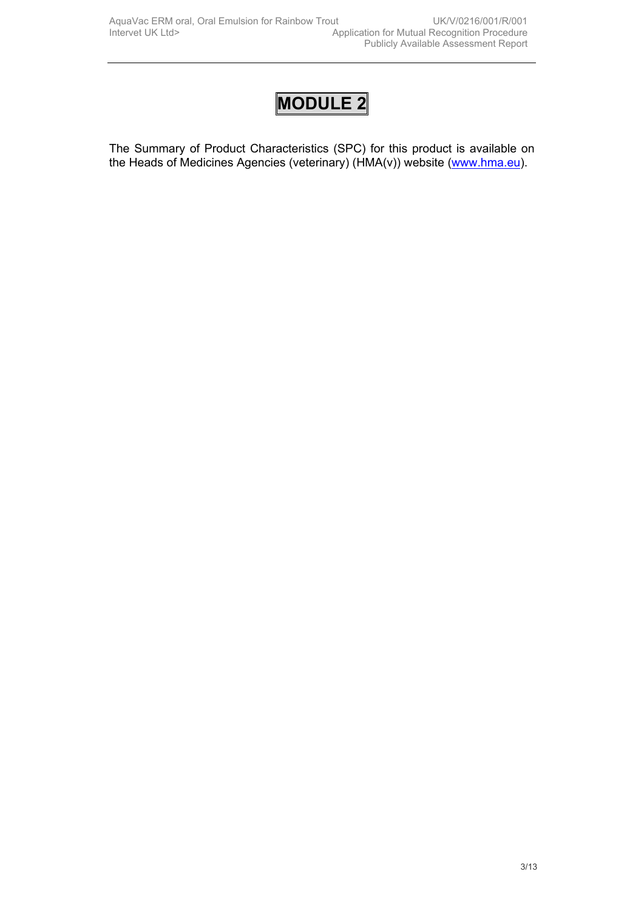# MODULE 2

The Summary of Product Characteristics (SPC) for this product is available on the Heads of Medicines Agencies (veterinary) (HMA(v)) website (www.hma.eu).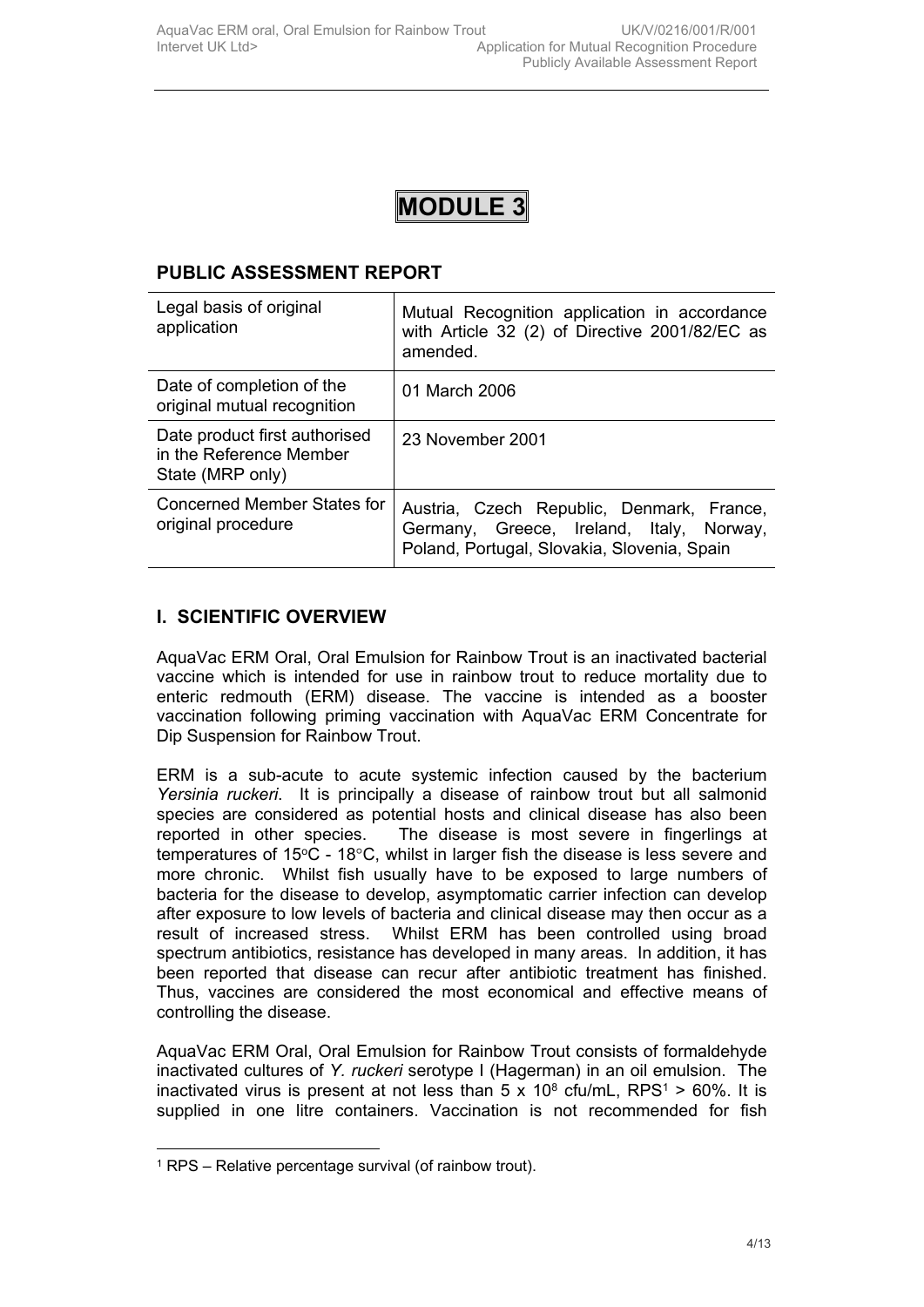# MODULE 3

## PUBLIC ASSESSMENT REPORT

| | |
|---|---|
| Legal basis of original application | Mutual Recognition application in accordance with Article 32 (2) of Directive 2001/82/EC as amended. |
| Date of completion of the original mutual recognition | 01 March 2006 |
| Date product first authorised in the Reference Member State (MRP only) | 23 November 2001 |
| Concerned Member States for original procedure | Austria, Czech Republic, Denmark, France, Germany, Greece, Ireland, Italy, Norway, Poland, Portugal, Slovakia, Slovenia, Spain |

## I. SCIENTIFIC OVERVIEW

AquaVac ERM Oral, Oral Emulsion for Rainbow Trout is an inactivated bacterial vaccine which is intended for use in rainbow trout to reduce mortality due to enteric redmouth (ERM) disease. The vaccine is intended as a booster vaccination following priming vaccination with AquaVac ERM Concentrate for Dip Suspension for Rainbow Trout.

ERM is a sub-acute to acute systemic infection caused by the bacterium *Yersinia ruckeri*. It is principally a disease of rainbow trout but all salmonid species are considered as potential hosts and clinical disease has also been reported in other species. The disease is most severe in fingerlings at temperatures of 15°C - 18°C, whilst in larger fish the disease is less severe and more chronic. Whilst fish usually have to be exposed to large numbers of bacteria for the disease to develop, asymptomatic carrier infection can develop after exposure to low levels of bacteria and clinical disease may then occur as a result of increased stress. Whilst ERM has been controlled using broad spectrum antibiotics, resistance has developed in many areas. In addition, it has been reported that disease can recur after antibiotic treatment has finished. Thus, vaccines are considered the most economical and effective means of controlling the disease.

AquaVac ERM Oral, Oral Emulsion for Rainbow Trout consists of formaldehyde inactivated cultures of *Y. ruckeri* serotype I (Hagerman) in an oil emulsion. The inactivated virus is present at not less than $5 \times 10^8$ cfu/mL, RPS[1] > 60%. It is supplied in one litre containers. Vaccination is not recommended for fish

[1] RPS – Relative percentage survival (of rainbow trout).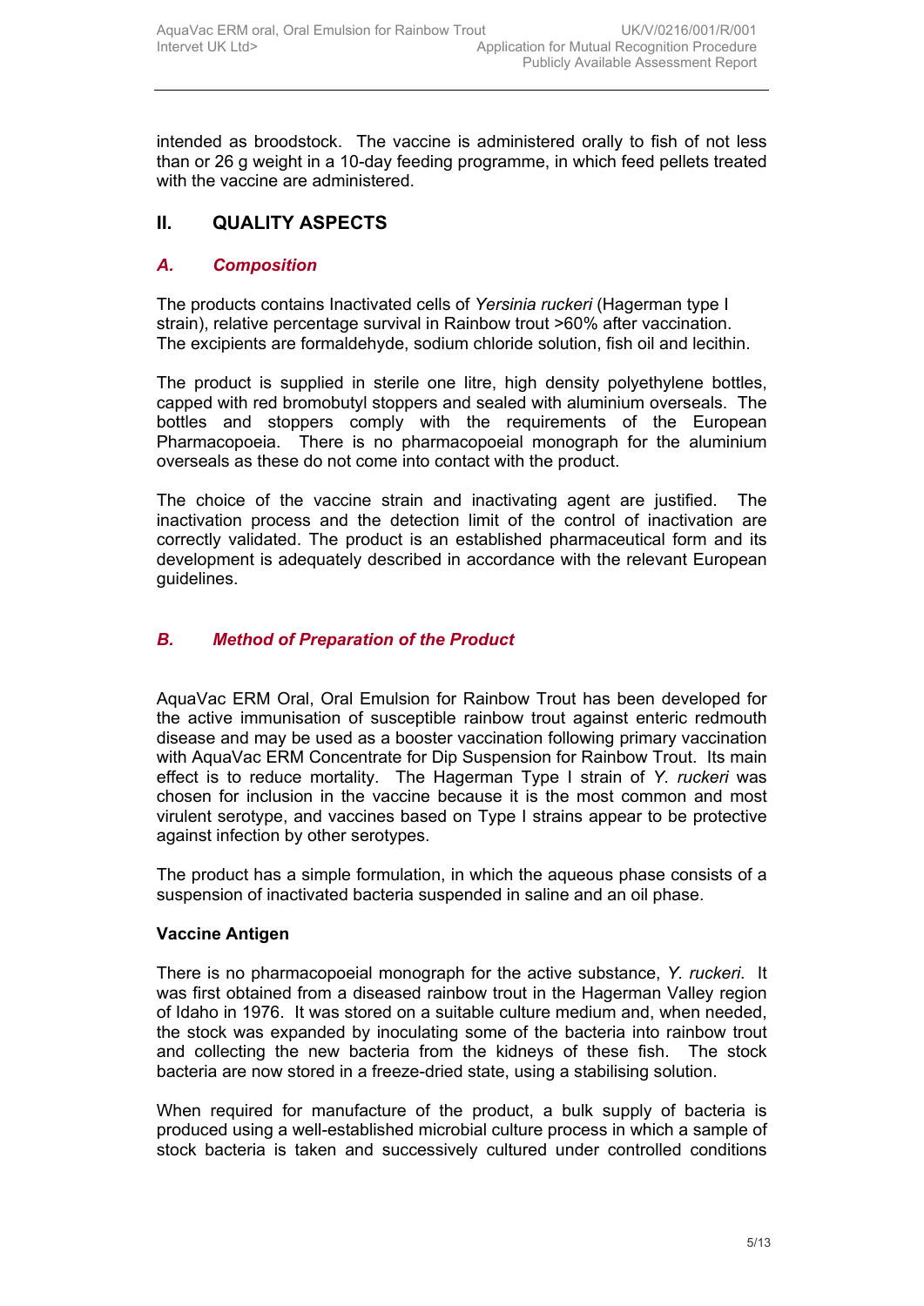intended as broodstock. The vaccine is administered orally to fish of not less than or 26 g weight in a 10-day feeding programme, in which feed pellets treated with the vaccine are administered.

## II. QUALITY ASPECTS

### *A. Composition*

The products contains Inactivated cells of *Yersinia ruckeri* (Hagerman type I strain), relative percentage survival in Rainbow trout >60% after vaccination. The excipients are formaldehyde, sodium chloride solution, fish oil and lecithin.

The product is supplied in sterile one litre, high density polyethylene bottles, capped with red bromobutyl stoppers and sealed with aluminium overseals. The bottles and stoppers comply with the requirements of the European Pharmacopoeia. There is no pharmacopoeial monograph for the aluminium overseals as these do not come into contact with the product.

The choice of the vaccine strain and inactivating agent are justified. The inactivation process and the detection limit of the control of inactivation are correctly validated. The product is an established pharmaceutical form and its development is adequately described in accordance with the relevant European guidelines.

### *B. Method of Preparation of the Product*

AquaVac ERM Oral, Oral Emulsion for Rainbow Trout has been developed for the active immunisation of susceptible rainbow trout against enteric redmouth disease and may be used as a booster vaccination following primary vaccination with AquaVac ERM Concentrate for Dip Suspension for Rainbow Trout. Its main effect is to reduce mortality. The Hagerman Type I strain of *Y. ruckeri* was chosen for inclusion in the vaccine because it is the most common and most virulent serotype, and vaccines based on Type I strains appear to be protective against infection by other serotypes.

The product has a simple formulation, in which the aqueous phase consists of a suspension of inactivated bacteria suspended in saline and an oil phase.

**Vaccine Antigen**

There is no pharmacopoeial monograph for the active substance, *Y. ruckeri*. It was first obtained from a diseased rainbow trout in the Hagerman Valley region of Idaho in 1976. It was stored on a suitable culture medium and, when needed, the stock was expanded by inoculating some of the bacteria into rainbow trout and collecting the new bacteria from the kidneys of these fish. The stock bacteria are now stored in a freeze-dried state, using a stabilising solution.

When required for manufacture of the product, a bulk supply of bacteria is produced using a well-established microbial culture process in which a sample of stock bacteria is taken and successively cultured under controlled conditions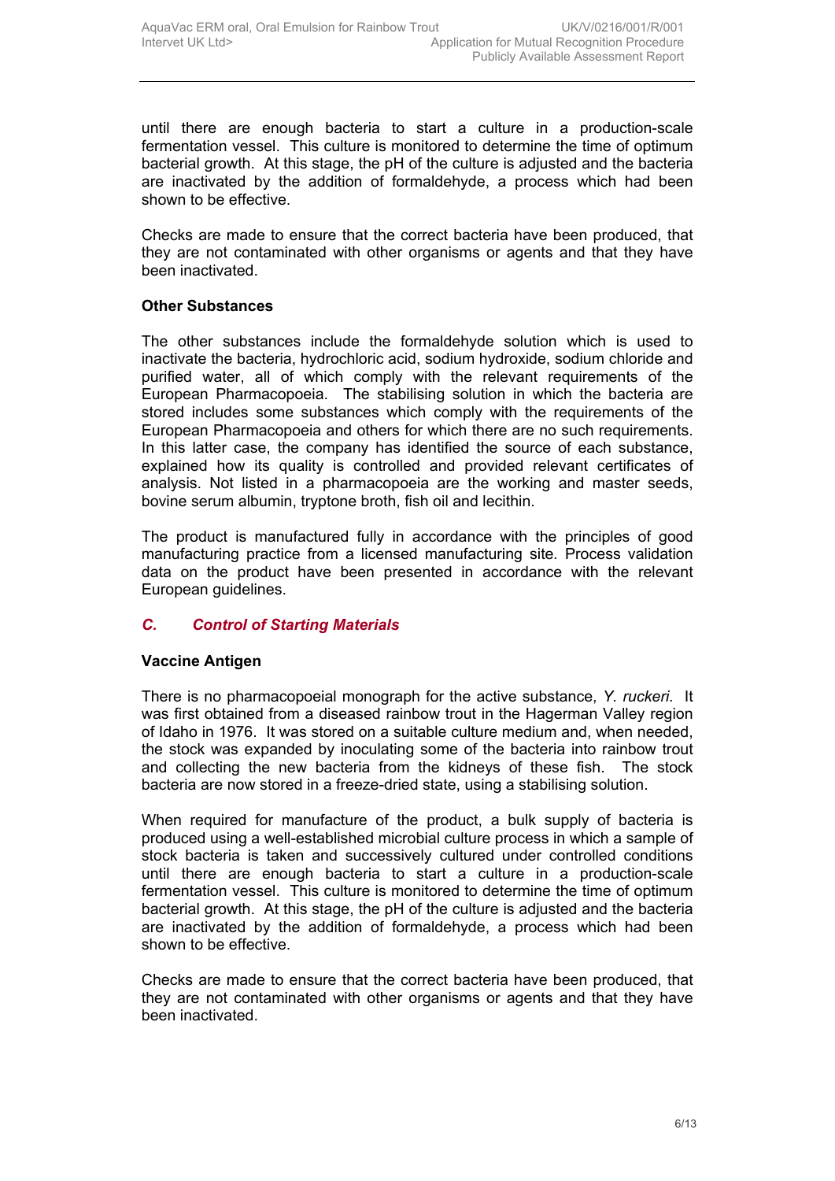until there are enough bacteria to start a culture in a production-scale fermentation vessel. This culture is monitored to determine the time of optimum bacterial growth. At this stage, the pH of the culture is adjusted and the bacteria are inactivated by the addition of formaldehyde, a process which had been shown to be effective.

Checks are made to ensure that the correct bacteria have been produced, that they are not contaminated with other organisms or agents and that they have been inactivated.

**Other Substances**

The other substances include the formaldehyde solution which is used to inactivate the bacteria, hydrochloric acid, sodium hydroxide, sodium chloride and purified water, all of which comply with the relevant requirements of the European Pharmacopoeia. The stabilising solution in which the bacteria are stored includes some substances which comply with the requirements of the European Pharmacopoeia and others for which there are no such requirements. In this latter case, the company has identified the source of each substance, explained how its quality is controlled and provided relevant certificates of analysis. Not listed in a pharmacopoeia are the working and master seeds, bovine serum albumin, tryptone broth, fish oil and lecithin.

The product is manufactured fully in accordance with the principles of good manufacturing practice from a licensed manufacturing site. Process validation data on the product have been presented in accordance with the relevant European guidelines.

## *C. Control of Starting Materials*

**Vaccine Antigen**

There is no pharmacopoeial monograph for the active substance, *Y. ruckeri*. It was first obtained from a diseased rainbow trout in the Hagerman Valley region of Idaho in 1976. It was stored on a suitable culture medium and, when needed, the stock was expanded by inoculating some of the bacteria into rainbow trout and collecting the new bacteria from the kidneys of these fish. The stock bacteria are now stored in a freeze-dried state, using a stabilising solution.

When required for manufacture of the product, a bulk supply of bacteria is produced using a well-established microbial culture process in which a sample of stock bacteria is taken and successively cultured under controlled conditions until there are enough bacteria to start a culture in a production-scale fermentation vessel. This culture is monitored to determine the time of optimum bacterial growth. At this stage, the pH of the culture is adjusted and the bacteria are inactivated by the addition of formaldehyde, a process which had been shown to be effective.

Checks are made to ensure that the correct bacteria have been produced, that they are not contaminated with other organisms or agents and that they have been inactivated.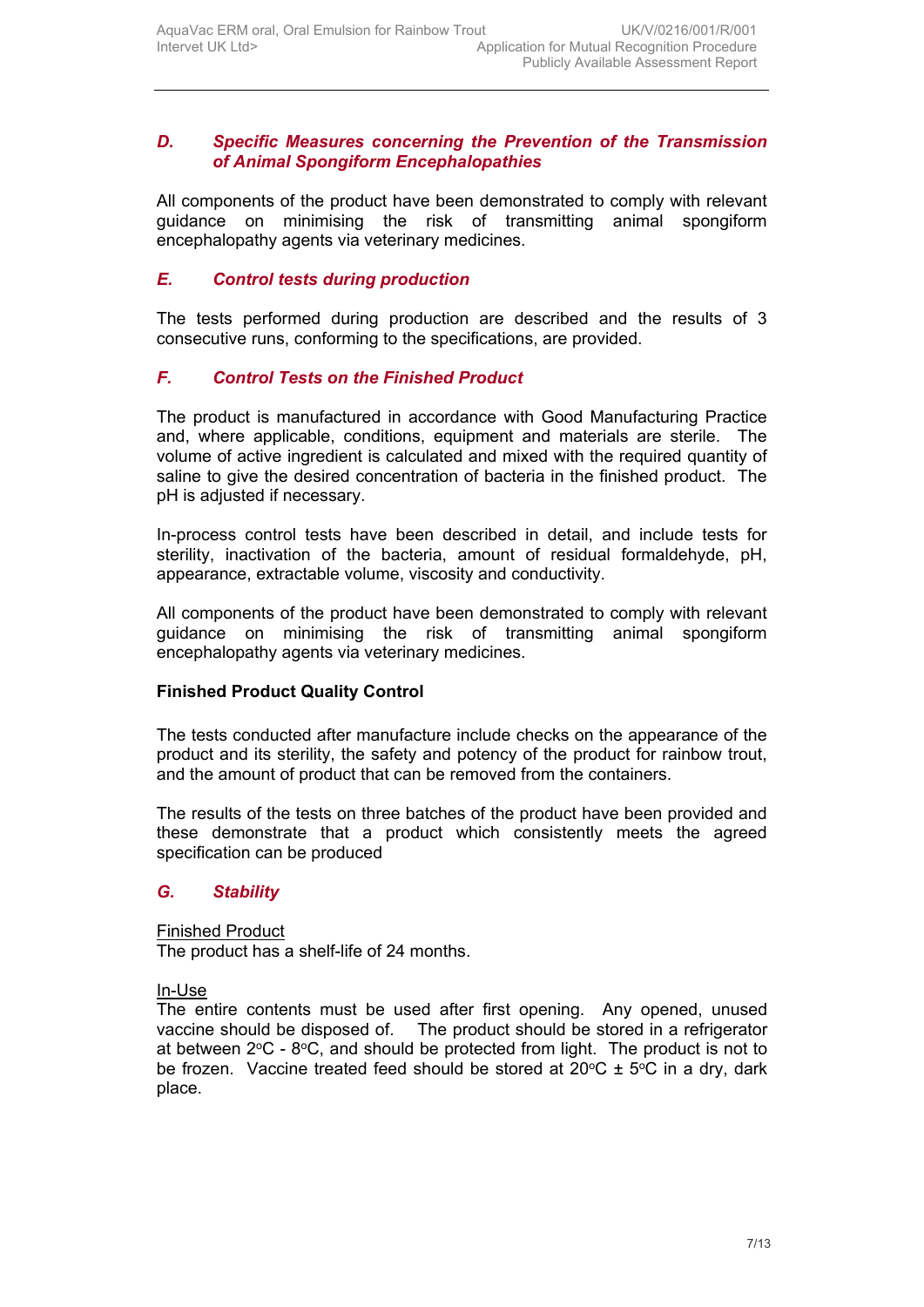### *D. Specific Measures concerning the Prevention of the Transmission of Animal Spongiform Encephalopathies*

All components of the product have been demonstrated to comply with relevant guidance on minimising the risk of transmitting animal spongiform encephalopathy agents via veterinary medicines.

### *E. Control tests during production*

The tests performed during production are described and the results of 3 consecutive runs, conforming to the specifications, are provided.

### *F. Control Tests on the Finished Product*

The product is manufactured in accordance with Good Manufacturing Practice and, where applicable, conditions, equipment and materials are sterile. The volume of active ingredient is calculated and mixed with the required quantity of saline to give the desired concentration of bacteria in the finished product. The pH is adjusted if necessary.

In-process control tests have been described in detail, and include tests for sterility, inactivation of the bacteria, amount of residual formaldehyde, pH, appearance, extractable volume, viscosity and conductivity.

All components of the product have been demonstrated to comply with relevant guidance on minimising the risk of transmitting animal spongiform encephalopathy agents via veterinary medicines.

**Finished Product Quality Control**

The tests conducted after manufacture include checks on the appearance of the product and its sterility, the safety and potency of the product for rainbow trout, and the amount of product that can be removed from the containers.

The results of the tests on three batches of the product have been provided and these demonstrate that a product which consistently meets the agreed specification can be produced

### *G. Stability*

Finished Product
The product has a shelf-life of 24 months.

In-Use
The entire contents must be used after first opening. Any opened, unused vaccine should be disposed of. The product should be stored in a refrigerator at between 2°C - 8°C, and should be protected from light. The product is not to be frozen. Vaccine treated feed should be stored at 20°C ± 5°C in a dry, dark place.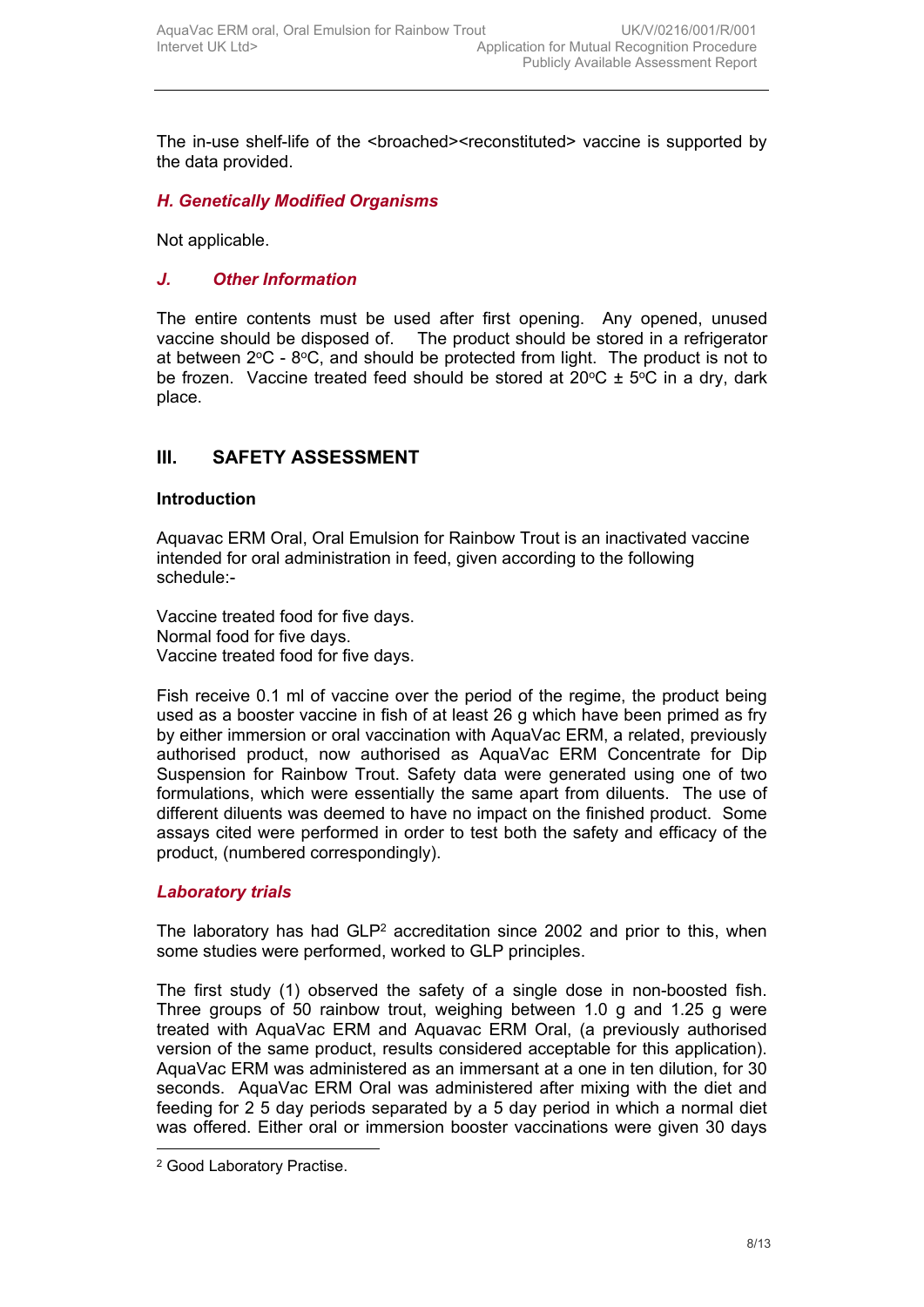The in-use shelf-life of the <broached><reconstituted> vaccine is supported by the data provided.

### *H. Genetically Modified Organisms*

Not applicable.

### *J. Other Information*

The entire contents must be used after first opening. Any opened, unused vaccine should be disposed of. The product should be stored in a refrigerator at between 2°C - 8°C, and should be protected from light. The product is not to be frozen. Vaccine treated feed should be stored at 20°C ± 5°C in a dry, dark place.

## III. SAFETY ASSESSMENT

**Introduction**

Aquavac ERM Oral, Oral Emulsion for Rainbow Trout is an inactivated vaccine intended for oral administration in feed, given according to the following schedule:-

Vaccine treated food for five days.
Normal food for five days.
Vaccine treated food for five days.

Fish receive 0.1 ml of vaccine over the period of the regime, the product being used as a booster vaccine in fish of at least 26 g which have been primed as fry by either immersion or oral vaccination with AquaVac ERM, a related, previously authorised product, now authorised as AquaVac ERM Concentrate for Dip Suspension for Rainbow Trout. Safety data were generated using one of two formulations, which were essentially the same apart from diluents. The use of different diluents was deemed to have no impact on the finished product. Some assays cited were performed in order to test both the safety and efficacy of the product, (numbered correspondingly).

### *Laboratory trials*

The laboratory has had GLP[2] accreditation since 2002 and prior to this, when some studies were performed, worked to GLP principles.

The first study (1) observed the safety of a single dose in non-boosted fish. Three groups of 50 rainbow trout, weighing between 1.0 g and 1.25 g were treated with AquaVac ERM and Aquavac ERM Oral, (a previously authorised version of the same product, results considered acceptable for this application). AquaVac ERM was administered as an immersant at a one in ten dilution, for 30 seconds. AquaVac ERM Oral was administered after mixing with the diet and feeding for 2 5 day periods separated by a 5 day period in which a normal diet was offered. Either oral or immersion booster vaccinations were given 30 days

---

[2] Good Laboratory Practise.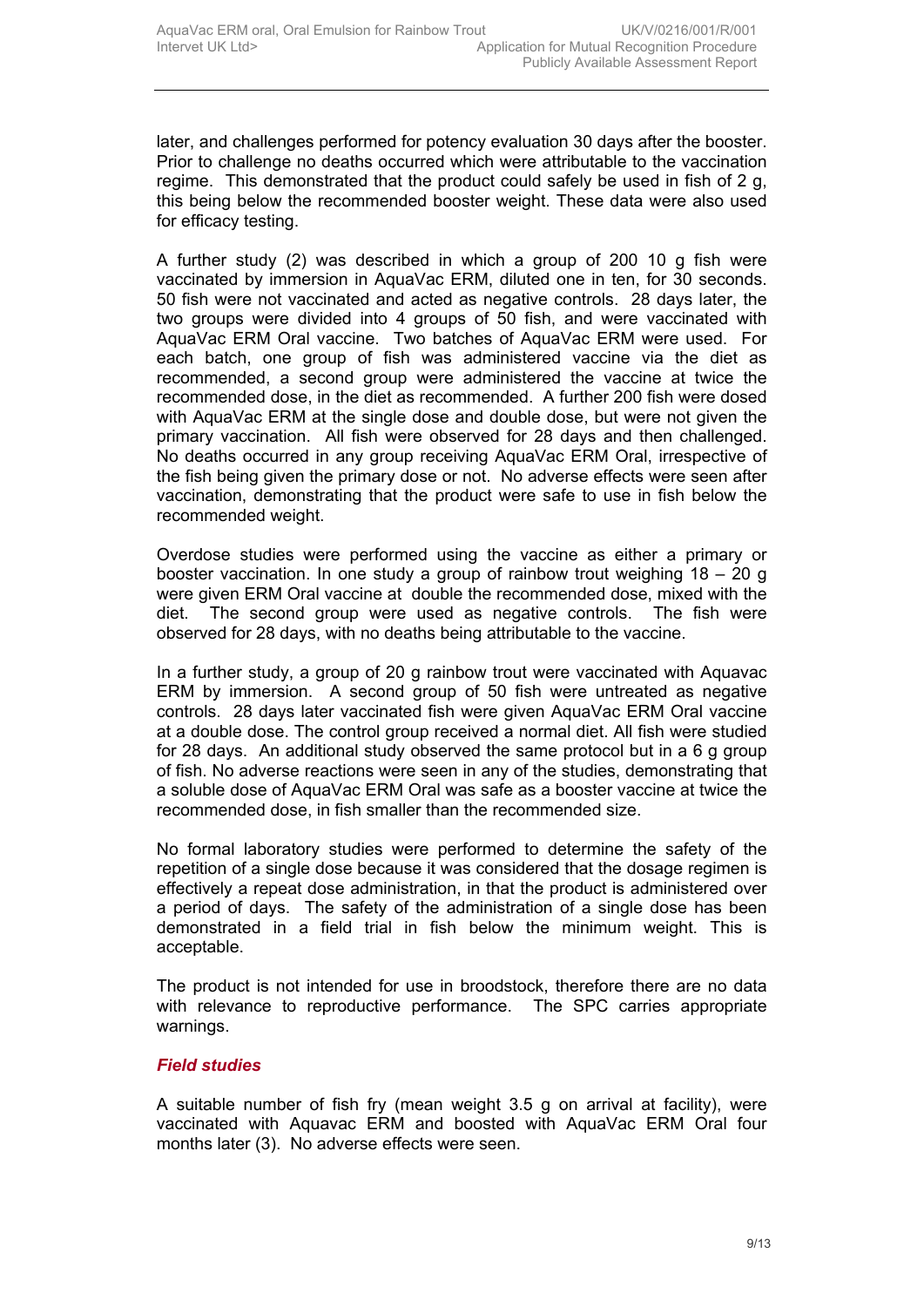later, and challenges performed for potency evaluation 30 days after the booster. Prior to challenge no deaths occurred which were attributable to the vaccination regime. This demonstrated that the product could safely be used in fish of 2 g, this being below the recommended booster weight. These data were also used for efficacy testing.

A further study (2) was described in which a group of 200 10 g fish were vaccinated by immersion in AquaVac ERM, diluted one in ten, for 30 seconds. 50 fish were not vaccinated and acted as negative controls. 28 days later, the two groups were divided into 4 groups of 50 fish, and were vaccinated with AquaVac ERM Oral vaccine. Two batches of AquaVac ERM were used. For each batch, one group of fish was administered vaccine via the diet as recommended, a second group were administered the vaccine at twice the recommended dose, in the diet as recommended. A further 200 fish were dosed with AquaVac ERM at the single dose and double dose, but were not given the primary vaccination. All fish were observed for 28 days and then challenged. No deaths occurred in any group receiving AquaVac ERM Oral, irrespective of the fish being given the primary dose or not. No adverse effects were seen after vaccination, demonstrating that the product were safe to use in fish below the recommended weight.

Overdose studies were performed using the vaccine as either a primary or booster vaccination. In one study a group of rainbow trout weighing 18 – 20 g were given ERM Oral vaccine at double the recommended dose, mixed with the diet. The second group were used as negative controls. The fish were observed for 28 days, with no deaths being attributable to the vaccine.

In a further study, a group of 20 g rainbow trout were vaccinated with Aquavac ERM by immersion. A second group of 50 fish were untreated as negative controls. 28 days later vaccinated fish were given AquaVac ERM Oral vaccine at a double dose. The control group received a normal diet. All fish were studied for 28 days. An additional study observed the same protocol but in a 6 g group of fish. No adverse reactions were seen in any of the studies, demonstrating that a soluble dose of AquaVac ERM Oral was safe as a booster vaccine at twice the recommended dose, in fish smaller than the recommended size.

No formal laboratory studies were performed to determine the safety of the repetition of a single dose because it was considered that the dosage regimen is effectively a repeat dose administration, in that the product is administered over a period of days. The safety of the administration of a single dose has been demonstrated in a field trial in fish below the minimum weight. This is acceptable.

The product is not intended for use in broodstock, therefore there are no data with relevance to reproductive performance. The SPC carries appropriate warnings.

### *Field studies*

A suitable number of fish fry (mean weight 3.5 g on arrival at facility), were vaccinated with Aquavac ERM and boosted with AquaVac ERM Oral four months later (3). No adverse effects were seen.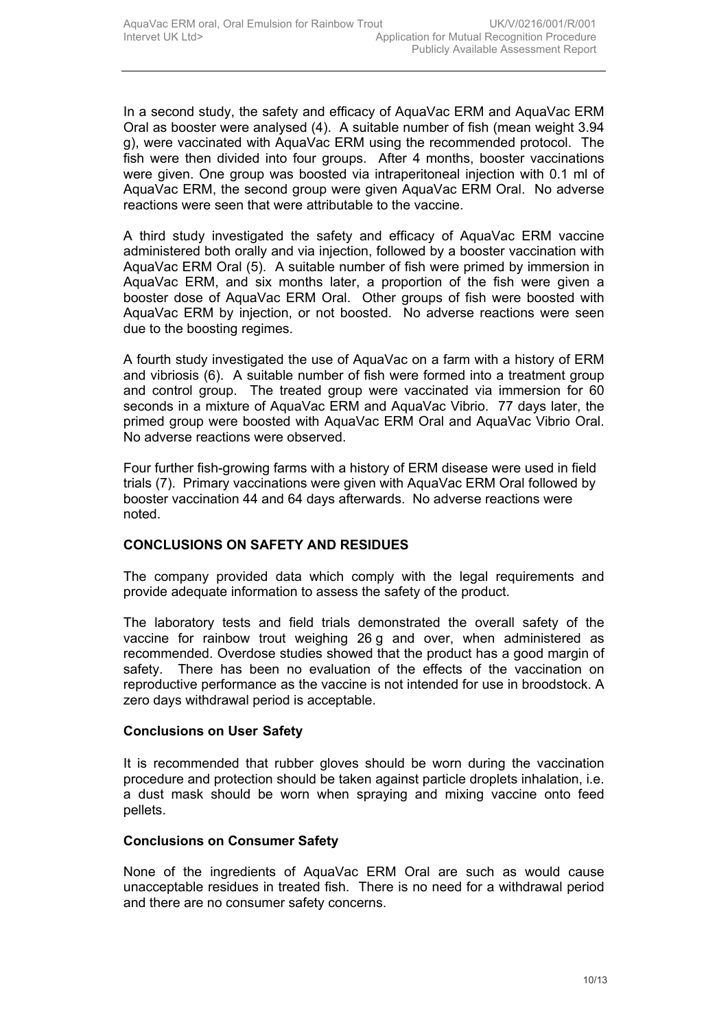In a second study, the safety and efficacy of AquaVac ERM and AquaVac ERM Oral as booster were analysed (4). A suitable number of fish (mean weight 3.94 g), were vaccinated with AquaVac ERM using the recommended protocol. The fish were then divided into four groups. After 4 months, booster vaccinations were given. One group was boosted via intraperitoneal injection with 0.1 ml of AquaVac ERM, the second group were given AquaVac ERM Oral. No adverse reactions were seen that were attributable to the vaccine.

A third study investigated the safety and efficacy of AquaVac ERM vaccine administered both orally and via injection, followed by a booster vaccination with AquaVac ERM Oral (5). A suitable number of fish were primed by immersion in AquaVac ERM, and six months later, a proportion of the fish were given a booster dose of AquaVac ERM Oral. Other groups of fish were boosted with AquaVac ERM by injection, or not boosted. No adverse reactions were seen due to the boosting regimes.

A fourth study investigated the use of AquaVac on a farm with a history of ERM and vibriosis (6). A suitable number of fish were formed into a treatment group and control group. The treated group were vaccinated via immersion for 60 seconds in a mixture of AquaVac ERM and AquaVac Vibrio. 77 days later, the primed group were boosted with AquaVac ERM Oral and AquaVac Vibrio Oral. No adverse reactions were observed.

Four further fish-growing farms with a history of ERM disease were used in field trials (7). Primary vaccinations were given with AquaVac ERM Oral followed by booster vaccination 44 and 64 days afterwards. No adverse reactions were noted.

## CONCLUSIONS ON SAFETY AND RESIDUES

The company provided data which comply with the legal requirements and provide adequate information to assess the safety of the product.

The laboratory tests and field trials demonstrated the overall safety of the vaccine for rainbow trout weighing 26 g and over, when administered as recommended. Overdose studies showed that the product has a good margin of safety. There has been no evaluation of the effects of the vaccination on reproductive performance as the vaccine is not intended for use in broodstock. A zero days withdrawal period is acceptable.

### Conclusions on User Safety

It is recommended that rubber gloves should be worn during the vaccination procedure and protection should be taken against particle droplets inhalation, i.e. a dust mask should be worn when spraying and mixing vaccine onto feed pellets.

### Conclusions on Consumer Safety

None of the ingredients of AquaVac ERM Oral are such as would cause unacceptable residues in treated fish. There is no need for a withdrawal period and there are no consumer safety concerns.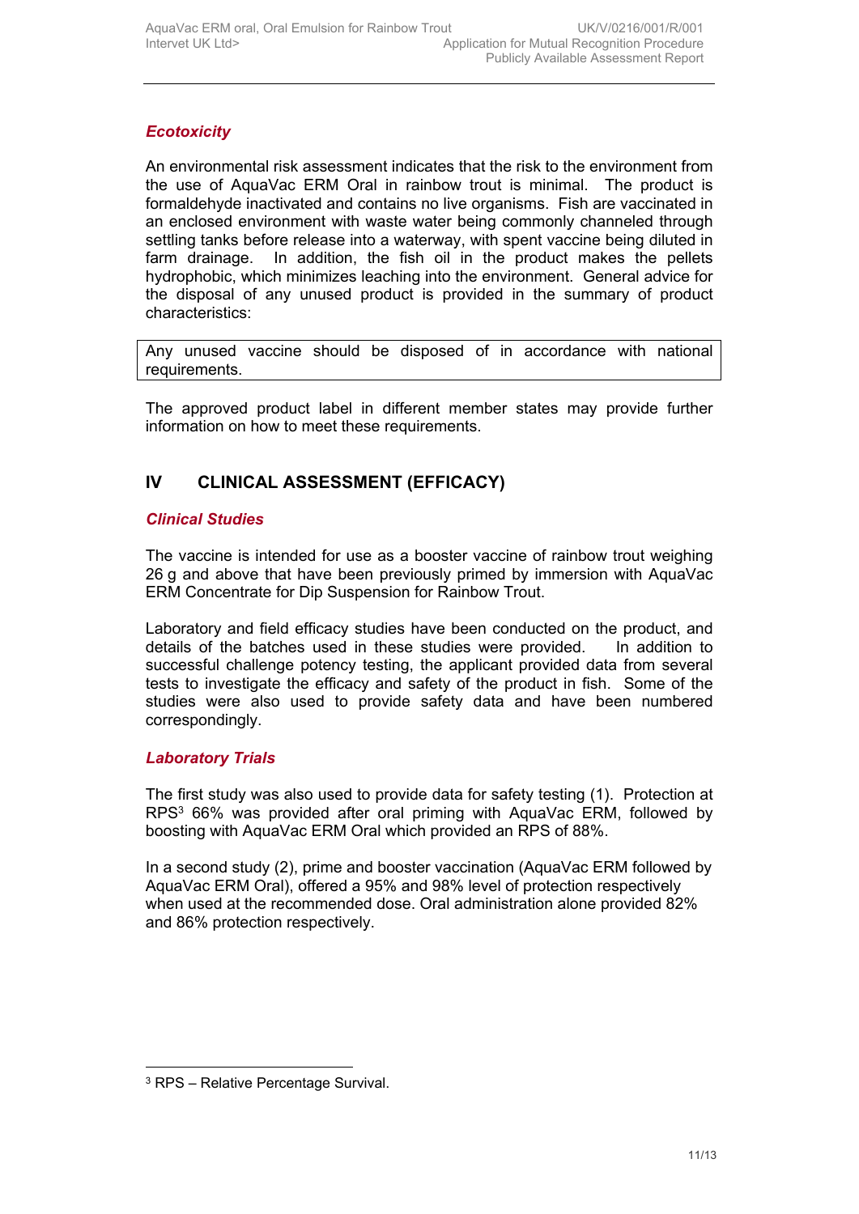### *Ecotoxicity*

An environmental risk assessment indicates that the risk to the environment from the use of AquaVac ERM Oral in rainbow trout is minimal. The product is formaldehyde inactivated and contains no live organisms. Fish are vaccinated in an enclosed environment with waste water being commonly channeled through settling tanks before release into a waterway, with spent vaccine being diluted in farm drainage. In addition, the fish oil in the product makes the pellets hydrophobic, which minimizes leaching into the environment. General advice for the disposal of any unused product is provided in the summary of product characteristics:

| Any unused vaccine should be disposed of in accordance with national requirements. |
|---|

The approved product label in different member states may provide further information on how to meet these requirements.

## IV CLINICAL ASSESSMENT (EFFICACY)

### *Clinical Studies*

The vaccine is intended for use as a booster vaccine of rainbow trout weighing 26 g and above that have been previously primed by immersion with AquaVac ERM Concentrate for Dip Suspension for Rainbow Trout.

Laboratory and field efficacy studies have been conducted on the product, and details of the batches used in these studies were provided. In addition to successful challenge potency testing, the applicant provided data from several tests to investigate the efficacy and safety of the product in fish. Some of the studies were also used to provide safety data and have been numbered correspondingly.

### *Laboratory Trials*

The first study was also used to provide data for safety testing (1). Protection at RPS[3] 66% was provided after oral priming with AquaVac ERM, followed by boosting with AquaVac ERM Oral which provided an RPS of 88%.

In a second study (2), prime and booster vaccination (AquaVac ERM followed by AquaVac ERM Oral), offered a 95% and 98% level of protection respectively when used at the recommended dose. Oral administration alone provided 82% and 86% protection respectively.

[3] RPS – Relative Percentage Survival.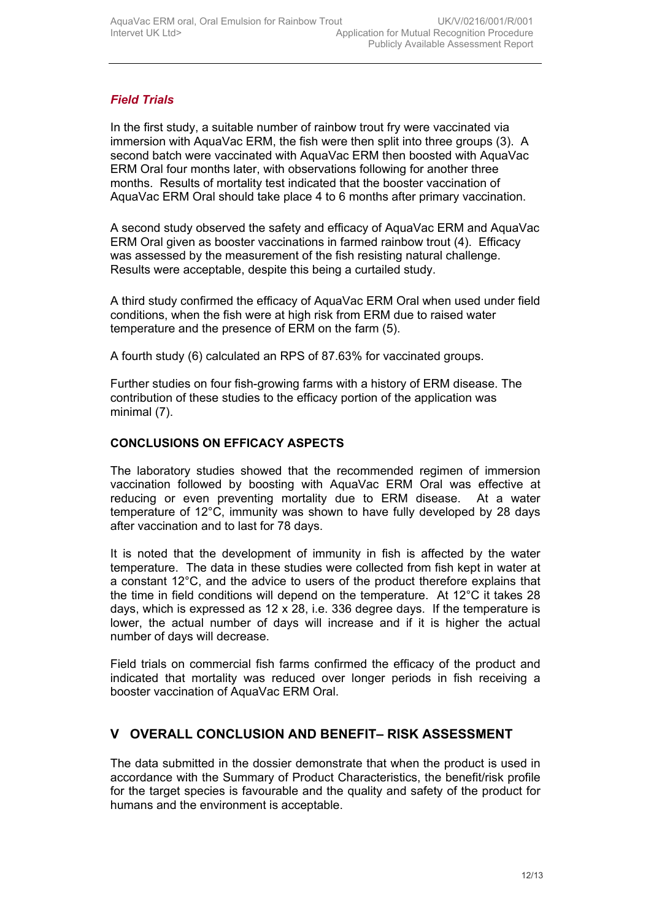### *Field Trials*

In the first study, a suitable number of rainbow trout fry were vaccinated via immersion with AquaVac ERM, the fish were then split into three groups (3). A second batch were vaccinated with AquaVac ERM then boosted with AquaVac ERM Oral four months later, with observations following for another three months. Results of mortality test indicated that the booster vaccination of AquaVac ERM Oral should take place 4 to 6 months after primary vaccination.

A second study observed the safety and efficacy of AquaVac ERM and AquaVac ERM Oral given as booster vaccinations in farmed rainbow trout (4). Efficacy was assessed by the measurement of the fish resisting natural challenge. Results were acceptable, despite this being a curtailed study.

A third study confirmed the efficacy of AquaVac ERM Oral when used under field conditions, when the fish were at high risk from ERM due to raised water temperature and the presence of ERM on the farm (5).

A fourth study (6) calculated an RPS of 87.63% for vaccinated groups.

Further studies on four fish-growing farms with a history of ERM disease. The contribution of these studies to the efficacy portion of the application was minimal (7).

**CONCLUSIONS ON EFFICACY ASPECTS**

The laboratory studies showed that the recommended regimen of immersion vaccination followed by boosting with AquaVac ERM Oral was effective at reducing or even preventing mortality due to ERM disease. At a water temperature of 12°C, immunity was shown to have fully developed by 28 days after vaccination and to last for 78 days.

It is noted that the development of immunity in fish is affected by the water temperature. The data in these studies were collected from fish kept in water at a constant 12°C, and the advice to users of the product therefore explains that the time in field conditions will depend on the temperature. At 12°C it takes 28 days, which is expressed as 12 x 28, i.e. 336 degree days. If the temperature is lower, the actual number of days will increase and if it is higher the actual number of days will decrease.

Field trials on commercial fish farms confirmed the efficacy of the product and indicated that mortality was reduced over longer periods in fish receiving a booster vaccination of AquaVac ERM Oral.

## V OVERALL CONCLUSION AND BENEFIT– RISK ASSESSMENT

The data submitted in the dossier demonstrate that when the product is used in accordance with the Summary of Product Characteristics, the benefit/risk profile for the target species is favourable and the quality and safety of the product for humans and the environment is acceptable.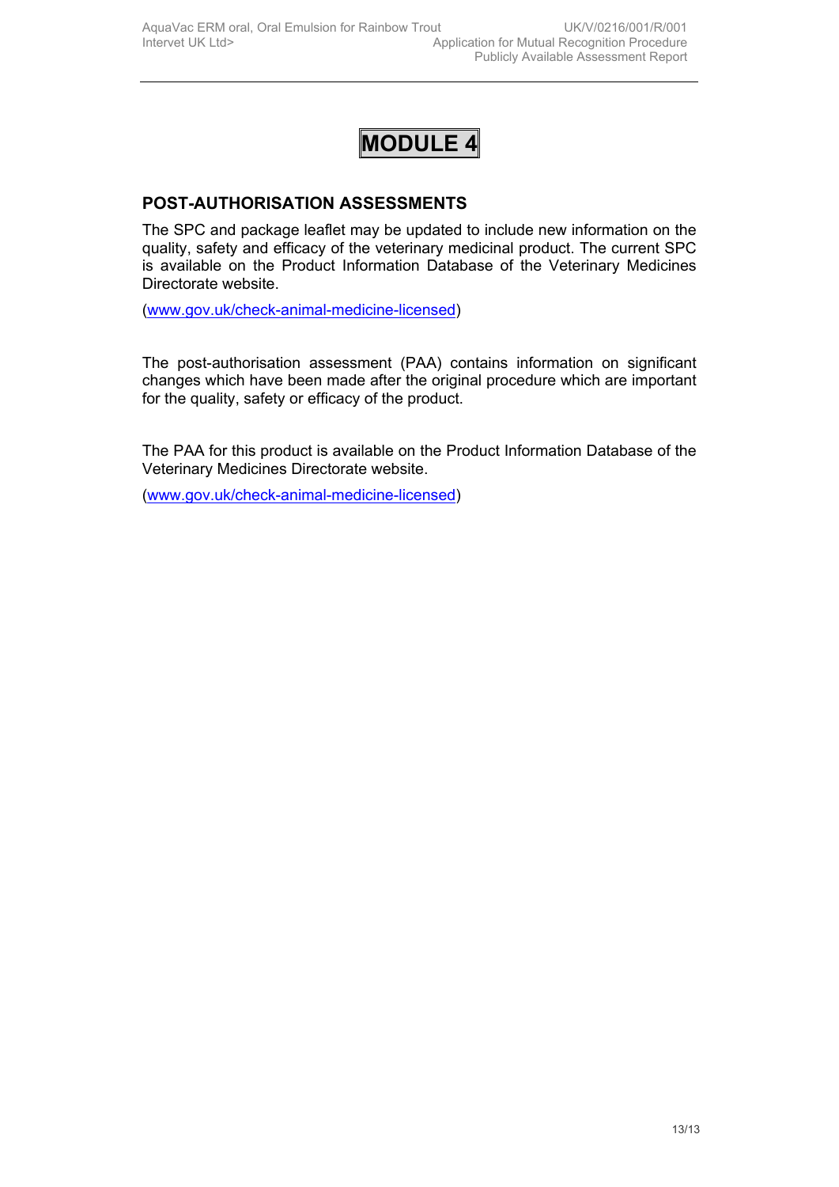# MODULE 4

## POST-AUTHORISATION ASSESSMENTS

The SPC and package leaflet may be updated to include new information on the quality, safety and efficacy of the veterinary medicinal product. The current SPC is available on the Product Information Database of the Veterinary Medicines Directorate website.

(www.gov.uk/check-animal-medicine-licensed)

The post-authorisation assessment (PAA) contains information on significant changes which have been made after the original procedure which are important for the quality, safety or efficacy of the product.

The PAA for this product is available on the Product Information Database of the Veterinary Medicines Directorate website.

(www.gov.uk/check-animal-medicine-licensed)